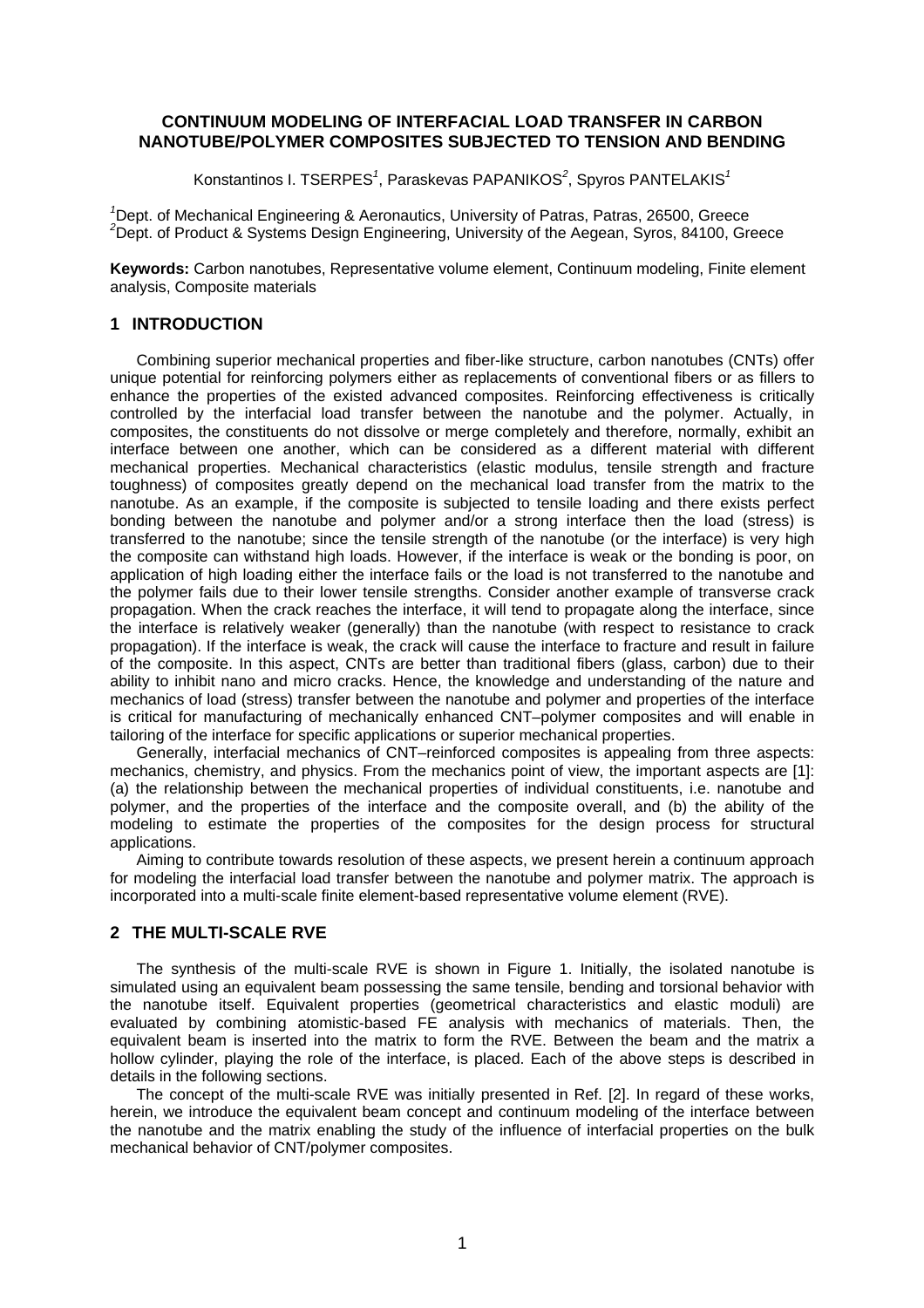# CONTINUUM MODELING OF INTERFACIAL LOAD TRANSFER IN CARBON NANOTUBE/POLYMER COMPOSITES SUBJECTED TO TENSION AND BENDING

Konstantinos I. TSERPES[1], Paraskevas PAPANIKOS[2], Spyros PANTELAKIS[1]

[1]Dept. of Mechanical Engineering & Aeronautics, University of Patras, Patras, 26500, Greece
[2]Dept. of Product & Systems Design Engineering, University of the Aegean, Syros, 84100, Greece

**Keywords:** Carbon nanotubes, Representative volume element, Continuum modeling, Finite element analysis, Composite materials

## 1 INTRODUCTION

Combining superior mechanical properties and fiber-like structure, carbon nanotubes (CNTs) offer unique potential for reinforcing polymers either as replacements of conventional fibers or as fillers to enhance the properties of the existed advanced composites. Reinforcing effectiveness is critically controlled by the interfacial load transfer between the nanotube and the polymer. Actually, in composites, the constituents do not dissolve or merge completely and therefore, normally, exhibit an interface between one another, which can be considered as a different material with different mechanical properties. Mechanical characteristics (elastic modulus, tensile strength and fracture toughness) of composites greatly depend on the mechanical load transfer from the matrix to the nanotube. As an example, if the composite is subjected to tensile loading and there exists perfect bonding between the nanotube and polymer and/or a strong interface then the load (stress) is transferred to the nanotube; since the tensile strength of the nanotube (or the interface) is very high the composite can withstand high loads. However, if the interface is weak or the bonding is poor, on application of high loading either the interface fails or the load is not transferred to the nanotube and the polymer fails due to their lower tensile strengths. Consider another example of transverse crack propagation. When the crack reaches the interface, it will tend to propagate along the interface, since the interface is relatively weaker (generally) than the nanotube (with respect to resistance to crack propagation). If the interface is weak, the crack will cause the interface to fracture and result in failure of the composite. In this aspect, CNTs are better than traditional fibers (glass, carbon) due to their ability to inhibit nano and micro cracks. Hence, the knowledge and understanding of the nature and mechanics of load (stress) transfer between the nanotube and polymer and properties of the interface is critical for manufacturing of mechanically enhanced CNT–polymer composites and will enable in tailoring of the interface for specific applications or superior mechanical properties.

Generally, interfacial mechanics of CNT–reinforced composites is appealing from three aspects: mechanics, chemistry, and physics. From the mechanics point of view, the important aspects are [1]: (a) the relationship between the mechanical properties of individual constituents, i.e. nanotube and polymer, and the properties of the interface and the composite overall, and (b) the ability of the modeling to estimate the properties of the composites for the design process for structural applications.

Aiming to contribute towards resolution of these aspects, we present herein a continuum approach for modeling the interfacial load transfer between the nanotube and polymer matrix. The approach is incorporated into a multi-scale finite element-based representative volume element (RVE).

## 2 THE MULTI-SCALE RVE

The synthesis of the multi-scale RVE is shown in Figure 1. Initially, the isolated nanotube is simulated using an equivalent beam possessing the same tensile, bending and torsional behavior with the nanotube itself. Equivalent properties (geometrical characteristics and elastic moduli) are evaluated by combining atomistic-based FE analysis with mechanics of materials. Then, the equivalent beam is inserted into the matrix to form the RVE. Between the beam and the matrix a hollow cylinder, playing the role of the interface, is placed. Each of the above steps is described in details in the following sections.

The concept of the multi-scale RVE was initially presented in Ref. [2]. In regard of these works, herein, we introduce the equivalent beam concept and continuum modeling of the interface between the nanotube and the matrix enabling the study of the influence of interfacial properties on the bulk mechanical behavior of CNT/polymer composites.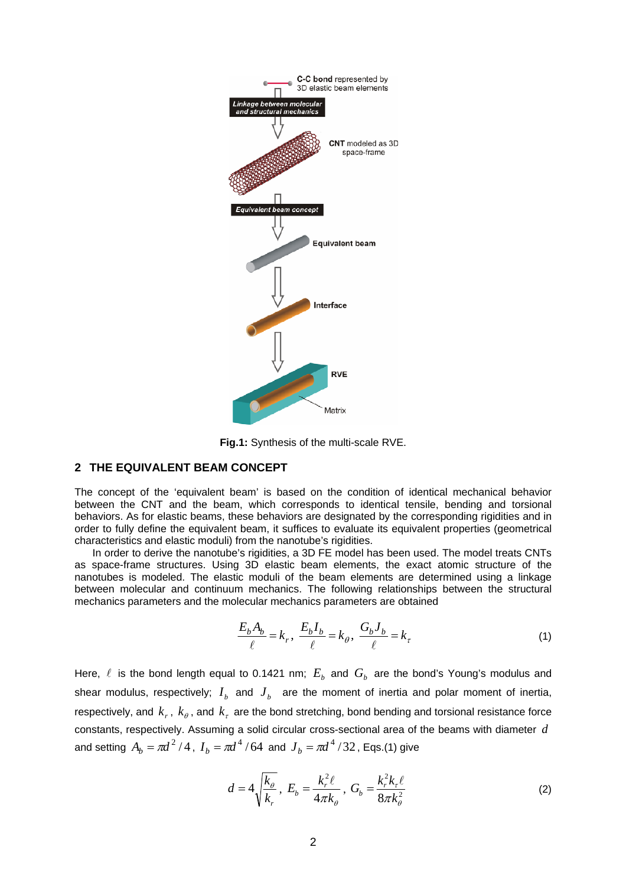Fig.1: Synthesis of the multi-scale RVE.

## 2 THE EQUIVALENT BEAM CONCEPT

The concept of the 'equivalent beam' is based on the condition of identical mechanical behavior between the CNT and the beam, which corresponds to identical tensile, bending and torsional behaviors. As for elastic beams, these behaviors are designated by the corresponding rigidities and in order to fully define the equivalent beam, it suffices to evaluate its equivalent properties (geometrical characteristics and elastic moduli) from the nanotube's rigidities.

In order to derive the nanotube's rigidities, a 3D FE model has been used. The model treats CNTs as space-frame structures. Using 3D elastic beam elements, the exact atomic structure of the nanotubes is modeled. The elastic moduli of the beam elements are determined using a linkage between molecular and continuum mechanics. The following relationships between the structural mechanics parameters and the molecular mechanics parameters are obtained

$$\frac{E_b A_b}{\ell} = k_r, \ \frac{E_b I_b}{\ell} = k_\theta, \ \frac{G_b J_b}{\ell} = k_\tau \tag{1}$$

Here, $\ell$ is the bond length equal to 0.1421 nm; $E_b$ and $G_b$ are the bond's Young's modulus and shear modulus, respectively; $I_b$ and $J_b$ are the moment of inertia and polar moment of inertia, respectively, and $k_r$, $k_\theta$, and $k_\tau$ are the bond stretching, bond bending and torsional resistance force constants, respectively. Assuming a solid circular cross-sectional area of the beams with diameter $d$ and setting $A_b = \pi d^2/4$, $I_b = \pi d^4/64$ and $J_b = \pi d^4/32$, Eqs.(1) give

$$d = 4\sqrt{\frac{k_\theta}{k_r}}, \ E_b = \frac{k_r^2 \ell}{4\pi k_\theta}, \ G_b = \frac{k_r^2 k_\tau \ell}{8\pi k_\theta^2} \tag{2}$$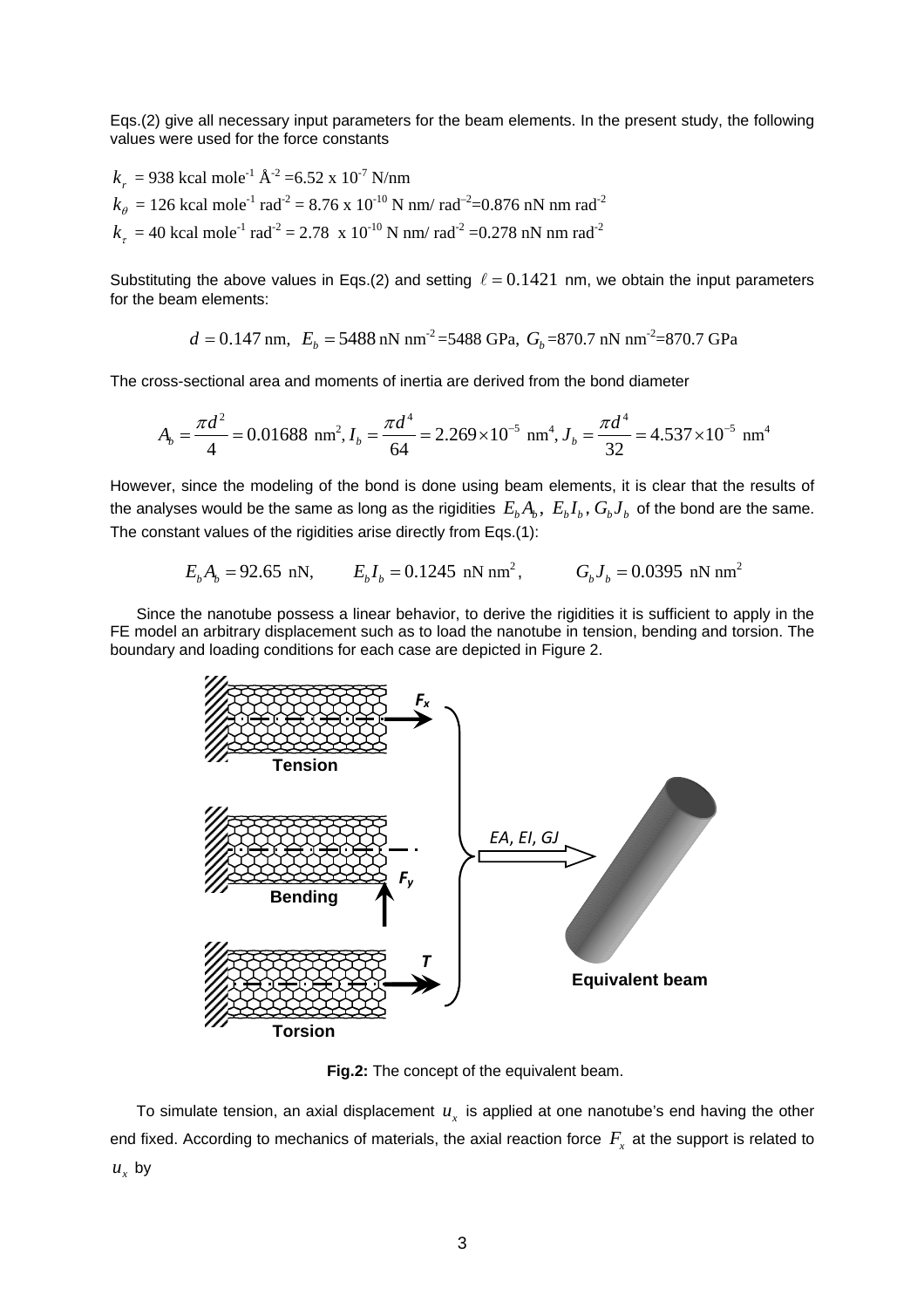Eqs.(2) give all necessary input parameters for the beam elements. In the present study, the following values were used for the force constants

$k_r$ = 938 kcal mole$^{-1}$ Å$^{-2}$ =6.52 x 10$^{-7}$ N/nm

$k_\theta$ = 126 kcal mole$^{-1}$ rad$^{-2}$ = 8.76 x 10$^{-10}$ N nm/ rad$^{-2}$=0.876 nN nm rad$^{-2}$

$k_\tau$ = 40 kcal mole$^{-1}$ rad$^{-2}$ = 2.78 x 10$^{-10}$ N nm/ rad$^{-2}$ =0.278 nN nm rad$^{-2}$

Substituting the above values in Eqs.(2) and setting $\ell = 0.1421$ nm, we obtain the input parameters for the beam elements:

$$d = 0.147 \text{ nm}, \;\; E_b = 5488 \text{ nN nm}^{-2} = 5488 \text{ GPa}, \;\; G_b = 870.7 \text{ nN nm}^{-2} = 870.7 \text{ GPa}$$

The cross-sectional area and moments of inertia are derived from the bond diameter

$$A_b = \frac{\pi d^2}{4} = 0.01688 \text{ nm}^2, I_b = \frac{\pi d^4}{64} = 2.269 \times 10^{-5} \text{ nm}^4, J_b = \frac{\pi d^4}{32} = 4.537 \times 10^{-5} \text{ nm}^4$$

However, since the modeling of the bond is done using beam elements, it is clear that the results of the analyses would be the same as long as the rigidities $E_b A_b$, $E_b I_b$, $G_b J_b$ of the bond are the same. The constant values of the rigidities arise directly from Eqs.(1):

$$E_b A_b = 92.65 \text{ nN}, \qquad E_b I_b = 0.1245 \text{ nN nm}^2, \qquad G_b J_b = 0.0395 \text{ nN nm}^2$$

Since the nanotube possess a linear behavior, to derive the rigidities it is sufficient to apply in the FE model an arbitrary displacement such as to load the nanotube in tension, bending and torsion. The boundary and loading conditions for each case are depicted in Figure 2.

**Fig.2:** The concept of the equivalent beam.

To simulate tension, an axial displacement $u_x$ is applied at one nanotube's end having the other end fixed. According to mechanics of materials, the axial reaction force $F_x$ at the support is related to $u_x$ by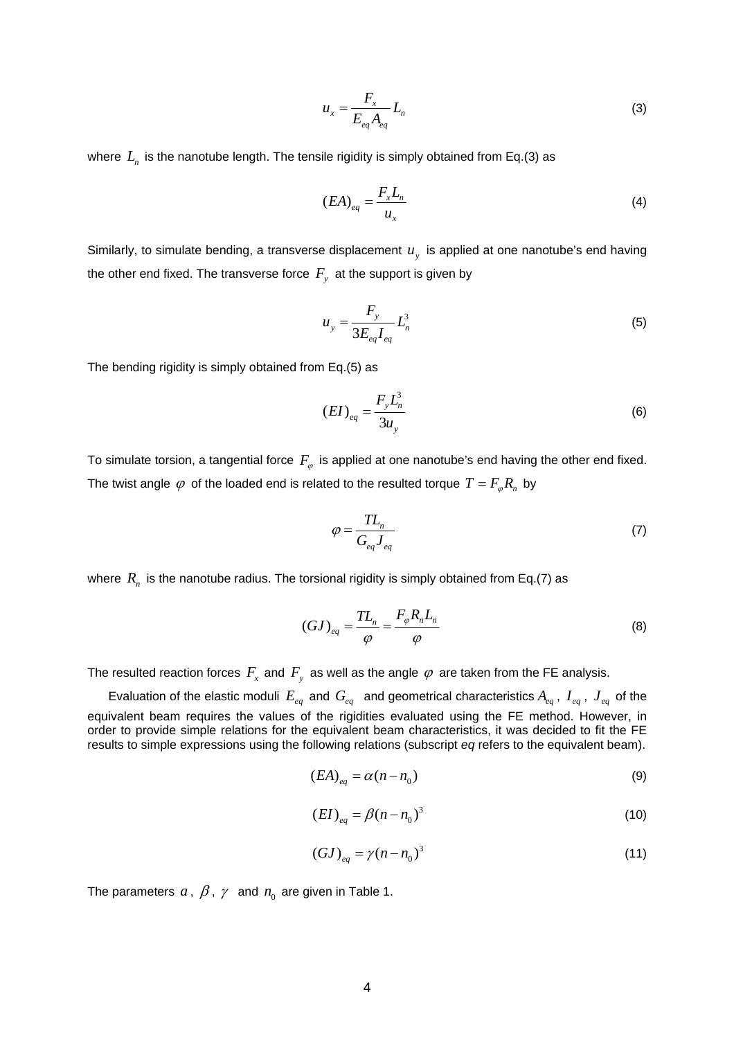$$u_x = \frac{F_x}{E_{eq} A_{eq}} L_n \tag{3}$$

where $L_n$ is the nanotube length. The tensile rigidity is simply obtained from Eq.(3) as

$$(EA)_{eq} = \frac{F_x L_n}{u_x} \tag{4}$$

Similarly, to simulate bending, a transverse displacement $u_y$ is applied at one nanotube's end having the other end fixed. The transverse force $F_y$ at the support is given by

$$u_y = \frac{F_y}{3 E_{eq} I_{eq}} L_n^3 \tag{5}$$

The bending rigidity is simply obtained from Eq.(5) as

$$(EI)_{eq} = \frac{F_y L_n^3}{3 u_y} \tag{6}$$

To simulate torsion, a tangential force $F_\varphi$ is applied at one nanotube's end having the other end fixed. The twist angle $\varphi$ of the loaded end is related to the resulted torque $T = F_\varphi R_n$ by

$$\varphi = \frac{T L_n}{G_{eq} J_{eq}} \tag{7}$$

where $R_n$ is the nanotube radius. The torsional rigidity is simply obtained from Eq.(7) as

$$(GJ)_{eq} = \frac{T L_n}{\varphi} = \frac{F_\varphi R_n L_n}{\varphi} \tag{8}$$

The resulted reaction forces $F_x$ and $F_y$ as well as the angle $\varphi$ are taken from the FE analysis.

Evaluation of the elastic moduli $E_{eq}$ and $G_{eq}$ and geometrical characteristics $A_{eq}$, $I_{eq}$, $J_{eq}$ of the equivalent beam requires the values of the rigidities evaluated using the FE method. However, in order to provide simple relations for the equivalent beam characteristics, it was decided to fit the FE results to simple expressions using the following relations (subscript *eq* refers to the equivalent beam).

$$(EA)_{eq} = \alpha (n - n_0) \tag{9}$$

$$(EI)_{eq} = \beta (n - n_0)^3 \tag{10}$$

$$(GJ)_{eq} = \gamma (n - n_0)^3 \tag{11}$$

The parameters $a$, $\beta$, $\gamma$ and $n_0$ are given in Table 1.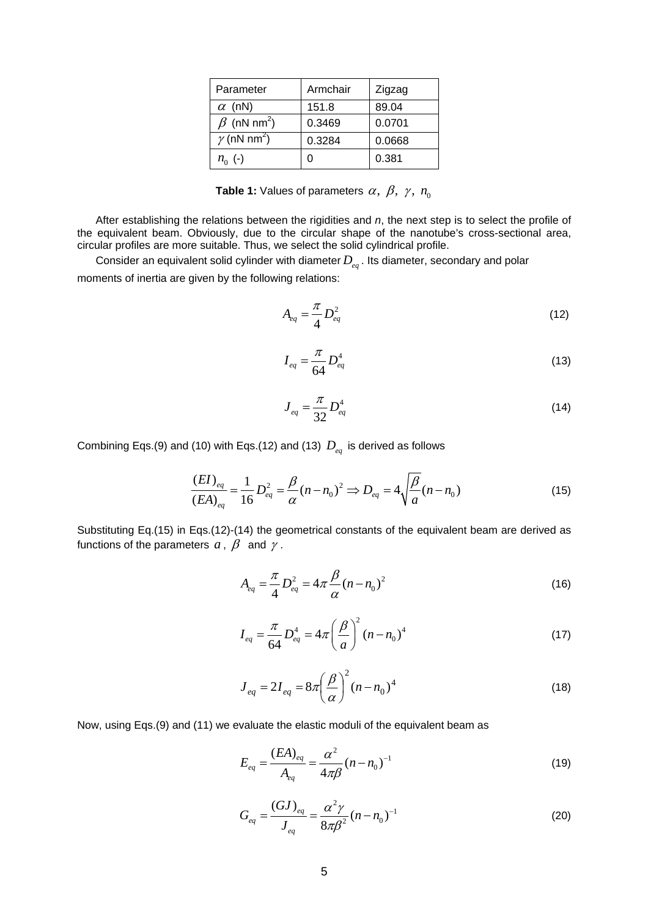| Parameter | Armchair | Zigzag |
|---|---|---|
| $\alpha$ (nN) | 151.8 | 89.04 |
| $\beta$ (nN nm$^2$) | 0.3469 | 0.0701 |
| $\gamma$ (nN nm$^2$) | 0.3284 | 0.0668 |
| $n_0$ (-) | 0 | 0.381 |

**Table 1:** Values of parameters $\alpha,\ \beta,\ \gamma,\ n_0$

After establishing the relations between the rigidities and *n*, the next step is to select the profile of the equivalent beam. Obviously, due to the circular shape of the nanotube's cross-sectional area, circular profiles are more suitable. Thus, we select the solid cylindrical profile.

Consider an equivalent solid cylinder with diameter $D_{eq}$. Its diameter, secondary and polar moments of inertia are given by the following relations:

$$A_{eq} = \frac{\pi}{4} D_{eq}^2 \tag{12}$$

$$I_{eq} = \frac{\pi}{64} D_{eq}^4 \tag{13}$$

$$J_{eq} = \frac{\pi}{32} D_{eq}^4 \tag{14}$$

Combining Eqs.(9) and (10) with Eqs.(12) and (13) $D_{eq}$ is derived as follows

$$\frac{(EI)_{eq}}{(EA)_{eq}} = \frac{1}{16} D_{eq}^2 = \frac{\beta}{\alpha}(n-n_0)^2 \Rightarrow D_{eq} = 4\sqrt{\frac{\beta}{a}}(n-n_0) \tag{15}$$

Substituting Eq.(15) in Eqs.(12)-(14) the geometrical constants of the equivalent beam are derived as functions of the parameters $a$, $\beta$ and $\gamma$.

$$A_{eq} = \frac{\pi}{4} D_{eq}^2 = 4\pi \frac{\beta}{\alpha}(n-n_0)^2 \tag{16}$$

$$I_{eq} = \frac{\pi}{64} D_{eq}^4 = 4\pi \left(\frac{\beta}{a}\right)^2 (n-n_0)^4 \tag{17}$$

$$J_{eq} = 2I_{eq} = 8\pi \left(\frac{\beta}{\alpha}\right)^2 (n-n_0)^4 \tag{18}$$

Now, using Eqs.(9) and (11) we evaluate the elastic moduli of the equivalent beam as

$$E_{eq} = \frac{(EA)_{eq}}{A_{eq}} = \frac{\alpha^2}{4\pi\beta}(n-n_0)^{-1} \tag{19}$$

$$G_{eq} = \frac{(GJ)_{eq}}{J_{eq}} = \frac{\alpha^2\gamma}{8\pi\beta^2}(n-n_0)^{-1} \tag{20}$$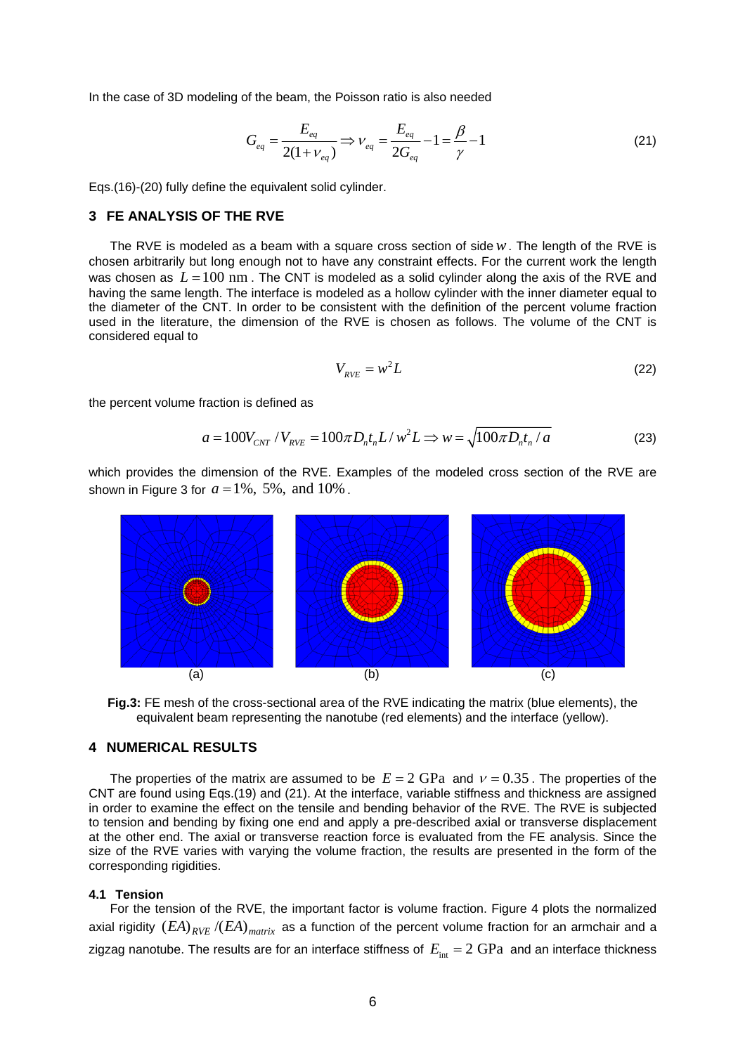In the case of 3D modeling of the beam, the Poisson ratio is also needed

$$G_{eq} = \frac{E_{eq}}{2(1+\nu_{eq})} \Rightarrow \nu_{eq} = \frac{E_{eq}}{2G_{eq}} - 1 = \frac{\beta}{\gamma} - 1 \tag{21}$$

Eqs.(16)-(20) fully define the equivalent solid cylinder.

## 3 FE ANALYSIS OF THE RVE

The RVE is modeled as a beam with a square cross section of side $w$. The length of the RVE is chosen arbitrarily but long enough not to have any constraint effects. For the current work the length was chosen as $L = 100$ nm. The CNT is modeled as a solid cylinder along the axis of the RVE and having the same length. The interface is modeled as a hollow cylinder with the inner diameter equal to the diameter of the CNT. In order to be consistent with the definition of the percent volume fraction used in the literature, the dimension of the RVE is chosen as follows. The volume of the CNT is considered equal to

$$V_{RVE} = w^2 L \tag{22}$$

the percent volume fraction is defined as

$$a = 100V_{CNT} / V_{RVE} = 100\pi D_n t_n L / w^2 L \Rightarrow w = \sqrt{100\pi D_n t_n / a} \tag{23}$$

which provides the dimension of the RVE. Examples of the modeled cross section of the RVE are shown in Figure 3 for $a = 1\%,\ 5\%,$ and $10\%$.

(a) (b) (c)

**Fig.3:** FE mesh of the cross-sectional area of the RVE indicating the matrix (blue elements), the equivalent beam representing the nanotube (red elements) and the interface (yellow).

## 4 NUMERICAL RESULTS

The properties of the matrix are assumed to be $E = 2$ GPa and $\nu = 0.35$. The properties of the CNT are found using Eqs.(19) and (21). At the interface, variable stiffness and thickness are assigned in order to examine the effect on the tensile and bending behavior of the RVE. The RVE is subjected to tension and bending by fixing one end and apply a pre-described axial or transverse displacement at the other end. The axial or transverse reaction force is evaluated from the FE analysis. Since the size of the RVE varies with varying the volume fraction, the results are presented in the form of the corresponding rigidities.

### 4.1 Tension

For the tension of the RVE, the important factor is volume fraction. Figure 4 plots the normalized axial rigidity $(EA)_{RVE} / (EA)_{matrix}$ as a function of the percent volume fraction for an armchair and a zigzag nanotube. The results are for an interface stiffness of $E_{int} = 2$ GPa and an interface thickness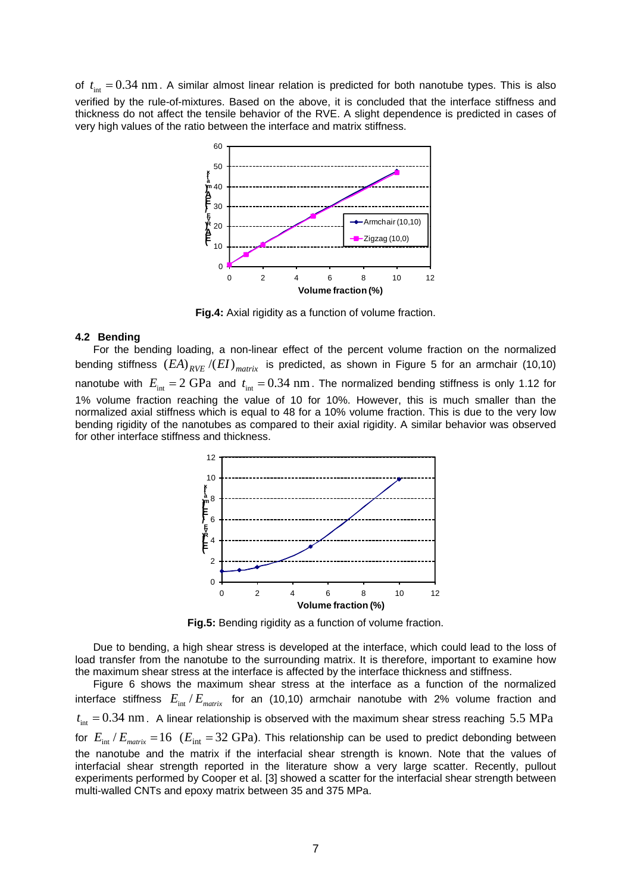of $t_{\text{int}} = 0.34$ nm. A similar almost linear relation is predicted for both nanotube types. This is also verified by the rule-of-mixtures. Based on the above, it is concluded that the interface stiffness and thickness do not affect the tensile behavior of the RVE. A slight dependence is predicted in cases of very high values of the ratio between the interface and matrix stiffness.

**Fig.4:** Axial rigidity as a function of volume fraction.

### 4.2 Bending

For the bending loading, a non-linear effect of the percent volume fraction on the normalized bending stiffness $(EA)_{RVE}/(EI)_{matrix}$ is predicted, as shown in Figure 5 for an armchair (10,10) nanotube with $E_{\text{int}} = 2$ GPa and $t_{\text{int}} = 0.34$ nm. The normalized bending stiffness is only 1.12 for 1% volume fraction reaching the value of 10 for 10%. However, this is much smaller than the normalized axial stiffness which is equal to 48 for a 10% volume fraction. This is due to the very low bending rigidity of the nanotubes as compared to their axial rigidity. A similar behavior was observed for other interface stiffness and thickness.

**Fig.5:** Bending rigidity as a function of volume fraction.

Due to bending, a high shear stress is developed at the interface, which could lead to the loss of load transfer from the nanotube to the surrounding matrix. It is therefore, important to examine how the maximum shear stress at the interface is affected by the interface thickness and stiffness.

Figure 6 shows the maximum shear stress at the interface as a function of the normalized interface stiffness $E_{\text{int}}/E_{matrix}$ for an (10,10) armchair nanotube with 2% volume fraction and $t_{\text{int}} = 0.34$ nm. A linear relationship is observed with the maximum shear stress reaching 5.5 MPa for $E_{\text{int}}/E_{matrix} = 16$ ($E_{\text{int}} = 32$ GPa). This relationship can be used to predict debonding between the nanotube and the matrix if the interfacial shear strength is known. Note that the values of interfacial shear strength reported in the literature show a very large scatter. Recently, pullout experiments performed by Cooper et al. [3] showed a scatter for the interfacial shear strength between multi-walled CNTs and epoxy matrix between 35 and 375 MPa.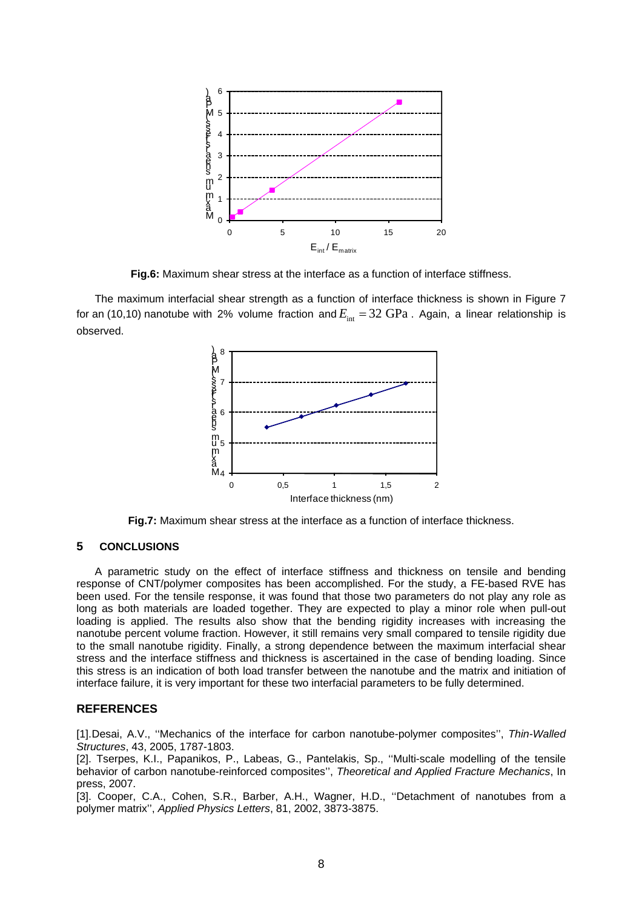Maximum shear stress (MPa)

6
5
4
3
2
1
0

0
5
10
15
20

$E_{int} / E_{matrix}$

**Fig.6:** Maximum shear stress at the interface as a function of interface stiffness.

The maximum interfacial shear strength as a function of interface thickness is shown in Figure 7 for an (10,10) nanotube with 2% volume fraction and $E_{int} = 32$ GPa. Again, a linear relationship is observed.

Maximum shear stress (MPa)

8
7
6
5
4

0
0,5
1
1,5
2

Interface thickness (nm)

**Fig.7:** Maximum shear stress at the interface as a function of interface thickness.

## 5 CONCLUSIONS

A parametric study on the effect of interface stiffness and thickness on tensile and bending response of CNT/polymer composites has been accomplished. For the study, a FE-based RVE has been used. For the tensile response, it was found that those two parameters do not play any role as long as both materials are loaded together. They are expected to play a minor role when pull-out loading is applied. The results also show that the bending rigidity increases with increasing the nanotube percent volume fraction. However, it still remains very small compared to tensile rigidity due to the small nanotube rigidity. Finally, a strong dependence between the maximum interfacial shear stress and the interface stiffness and thickness is ascertained in the case of bending loading. Since this stress is an indication of both load transfer between the nanotube and the matrix and initiation of interface failure, it is very important for these two interfacial parameters to be fully determined.

## REFERENCES

[1].Desai, A.V., ''Mechanics of the interface for carbon nanotube-polymer composites'', *Thin-Walled Structures*, 43, 2005, 1787-1803.

[2]. Tserpes, K.I., Papanikos, P., Labeas, G., Pantelakis, Sp., ''Multi-scale modelling of the tensile behavior of carbon nanotube-reinforced composites'', *Theoretical and Applied Fracture Mechanics*, In press, 2007.

[3]. Cooper, C.A., Cohen, S.R., Barber, A.H., Wagner, H.D., ''Detachment of nanotubes from a polymer matrix'', *Applied Physics Letters*, 81, 2002, 3873-3875.